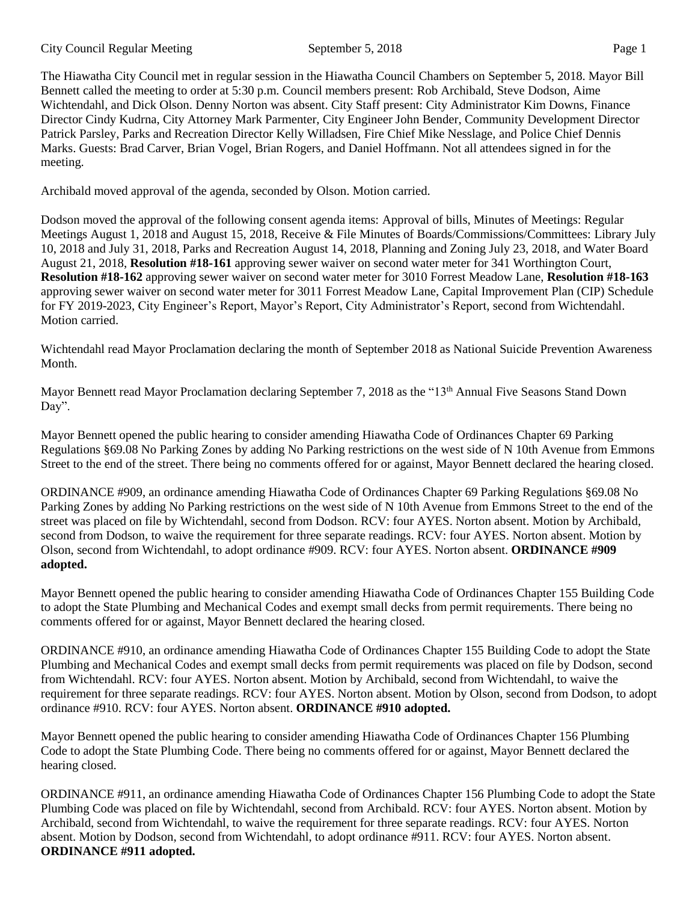The Hiawatha City Council met in regular session in the Hiawatha Council Chambers on September 5, 2018. Mayor Bill Bennett called the meeting to order at 5:30 p.m. Council members present: Rob Archibald, Steve Dodson, Aime Wichtendahl, and Dick Olson. Denny Norton was absent. City Staff present: City Administrator Kim Downs, Finance Director Cindy Kudrna, City Attorney Mark Parmenter, City Engineer John Bender, Community Development Director Patrick Parsley, Parks and Recreation Director Kelly Willadsen, Fire Chief Mike Nesslage, and Police Chief Dennis Marks. Guests: Brad Carver, Brian Vogel, Brian Rogers, and Daniel Hoffmann. Not all attendees signed in for the meeting.

Archibald moved approval of the agenda, seconded by Olson. Motion carried.

Dodson moved the approval of the following consent agenda items: Approval of bills, Minutes of Meetings: Regular Meetings August 1, 2018 and August 15, 2018, Receive & File Minutes of Boards/Commissions/Committees: Library July 10, 2018 and July 31, 2018, Parks and Recreation August 14, 2018, Planning and Zoning July 23, 2018, and Water Board August 21, 2018, **Resolution #18-161** approving sewer waiver on second water meter for 341 Worthington Court, **Resolution #18-162** approving sewer waiver on second water meter for 3010 Forrest Meadow Lane, **Resolution #18-163** approving sewer waiver on second water meter for 3011 Forrest Meadow Lane, Capital Improvement Plan (CIP) Schedule for FY 2019-2023, City Engineer's Report, Mayor's Report, City Administrator's Report, second from Wichtendahl. Motion carried.

Wichtendahl read Mayor Proclamation declaring the month of September 2018 as National Suicide Prevention Awareness Month.

Mayor Bennett read Mayor Proclamation declaring September 7, 2018 as the "13th Annual Five Seasons Stand Down Day".

Mayor Bennett opened the public hearing to consider amending Hiawatha Code of Ordinances Chapter 69 Parking Regulations §69.08 No Parking Zones by adding No Parking restrictions on the west side of N 10th Avenue from Emmons Street to the end of the street. There being no comments offered for or against, Mayor Bennett declared the hearing closed.

ORDINANCE #909, an ordinance amending Hiawatha Code of Ordinances Chapter 69 Parking Regulations §69.08 No Parking Zones by adding No Parking restrictions on the west side of N 10th Avenue from Emmons Street to the end of the street was placed on file by Wichtendahl, second from Dodson. RCV: four AYES. Norton absent. Motion by Archibald, second from Dodson, to waive the requirement for three separate readings. RCV: four AYES. Norton absent. Motion by Olson, second from Wichtendahl, to adopt ordinance #909. RCV: four AYES. Norton absent. **ORDINANCE #909 adopted.**

Mayor Bennett opened the public hearing to consider amending Hiawatha Code of Ordinances Chapter 155 Building Code to adopt the State Plumbing and Mechanical Codes and exempt small decks from permit requirements. There being no comments offered for or against, Mayor Bennett declared the hearing closed.

ORDINANCE #910, an ordinance amending Hiawatha Code of Ordinances Chapter 155 Building Code to adopt the State Plumbing and Mechanical Codes and exempt small decks from permit requirements was placed on file by Dodson, second from Wichtendahl. RCV: four AYES. Norton absent. Motion by Archibald, second from Wichtendahl, to waive the requirement for three separate readings. RCV: four AYES. Norton absent. Motion by Olson, second from Dodson, to adopt ordinance #910. RCV: four AYES. Norton absent. **ORDINANCE #910 adopted.**

Mayor Bennett opened the public hearing to consider amending Hiawatha Code of Ordinances Chapter 156 Plumbing Code to adopt the State Plumbing Code. There being no comments offered for or against, Mayor Bennett declared the hearing closed.

ORDINANCE #911, an ordinance amending Hiawatha Code of Ordinances Chapter 156 Plumbing Code to adopt the State Plumbing Code was placed on file by Wichtendahl, second from Archibald. RCV: four AYES. Norton absent. Motion by Archibald, second from Wichtendahl, to waive the requirement for three separate readings. RCV: four AYES. Norton absent. Motion by Dodson, second from Wichtendahl, to adopt ordinance #911. RCV: four AYES. Norton absent. **ORDINANCE #911 adopted.**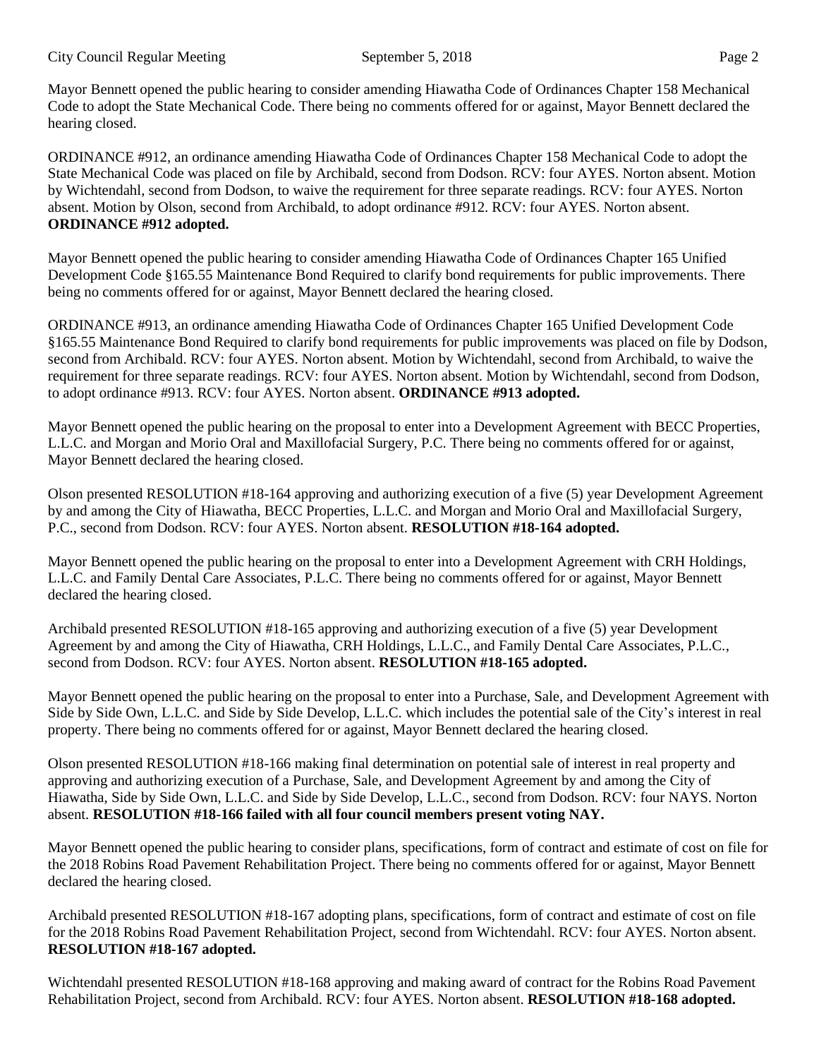Mayor Bennett opened the public hearing to consider amending Hiawatha Code of Ordinances Chapter 158 Mechanical Code to adopt the State Mechanical Code. There being no comments offered for or against, Mayor Bennett declared the hearing closed.

ORDINANCE #912, an ordinance amending Hiawatha Code of Ordinances Chapter 158 Mechanical Code to adopt the State Mechanical Code was placed on file by Archibald, second from Dodson. RCV: four AYES. Norton absent. Motion by Wichtendahl, second from Dodson, to waive the requirement for three separate readings. RCV: four AYES. Norton absent. Motion by Olson, second from Archibald, to adopt ordinance #912. RCV: four AYES. Norton absent. **ORDINANCE #912 adopted.**

Mayor Bennett opened the public hearing to consider amending Hiawatha Code of Ordinances Chapter 165 Unified Development Code §165.55 Maintenance Bond Required to clarify bond requirements for public improvements. There being no comments offered for or against, Mayor Bennett declared the hearing closed.

ORDINANCE #913, an ordinance amending Hiawatha Code of Ordinances Chapter 165 Unified Development Code §165.55 Maintenance Bond Required to clarify bond requirements for public improvements was placed on file by Dodson, second from Archibald. RCV: four AYES. Norton absent. Motion by Wichtendahl, second from Archibald, to waive the requirement for three separate readings. RCV: four AYES. Norton absent. Motion by Wichtendahl, second from Dodson, to adopt ordinance #913. RCV: four AYES. Norton absent. **ORDINANCE #913 adopted.**

Mayor Bennett opened the public hearing on the proposal to enter into a Development Agreement with BECC Properties, L.L.C. and Morgan and Morio Oral and Maxillofacial Surgery, P.C. There being no comments offered for or against, Mayor Bennett declared the hearing closed.

Olson presented RESOLUTION #18-164 approving and authorizing execution of a five (5) year Development Agreement by and among the City of Hiawatha, BECC Properties, L.L.C. and Morgan and Morio Oral and Maxillofacial Surgery, P.C., second from Dodson. RCV: four AYES. Norton absent. **RESOLUTION #18-164 adopted.**

Mayor Bennett opened the public hearing on the proposal to enter into a Development Agreement with CRH Holdings, L.L.C. and Family Dental Care Associates, P.L.C. There being no comments offered for or against, Mayor Bennett declared the hearing closed.

Archibald presented RESOLUTION #18-165 approving and authorizing execution of a five (5) year Development Agreement by and among the City of Hiawatha, CRH Holdings, L.L.C., and Family Dental Care Associates, P.L.C., second from Dodson. RCV: four AYES. Norton absent. **RESOLUTION #18-165 adopted.**

Mayor Bennett opened the public hearing on the proposal to enter into a Purchase, Sale, and Development Agreement with Side by Side Own, L.L.C. and Side by Side Develop, L.L.C. which includes the potential sale of the City's interest in real property. There being no comments offered for or against, Mayor Bennett declared the hearing closed.

Olson presented RESOLUTION #18-166 making final determination on potential sale of interest in real property and approving and authorizing execution of a Purchase, Sale, and Development Agreement by and among the City of Hiawatha, Side by Side Own, L.L.C. and Side by Side Develop, L.L.C., second from Dodson. RCV: four NAYS. Norton absent. **RESOLUTION #18-166 failed with all four council members present voting NAY.**

Mayor Bennett opened the public hearing to consider plans, specifications, form of contract and estimate of cost on file for the 2018 Robins Road Pavement Rehabilitation Project. There being no comments offered for or against, Mayor Bennett declared the hearing closed.

Archibald presented RESOLUTION #18-167 adopting plans, specifications, form of contract and estimate of cost on file for the 2018 Robins Road Pavement Rehabilitation Project, second from Wichtendahl. RCV: four AYES. Norton absent. **RESOLUTION #18-167 adopted.**

Wichtendahl presented RESOLUTION #18-168 approving and making award of contract for the Robins Road Pavement Rehabilitation Project, second from Archibald. RCV: four AYES. Norton absent. **RESOLUTION #18-168 adopted.**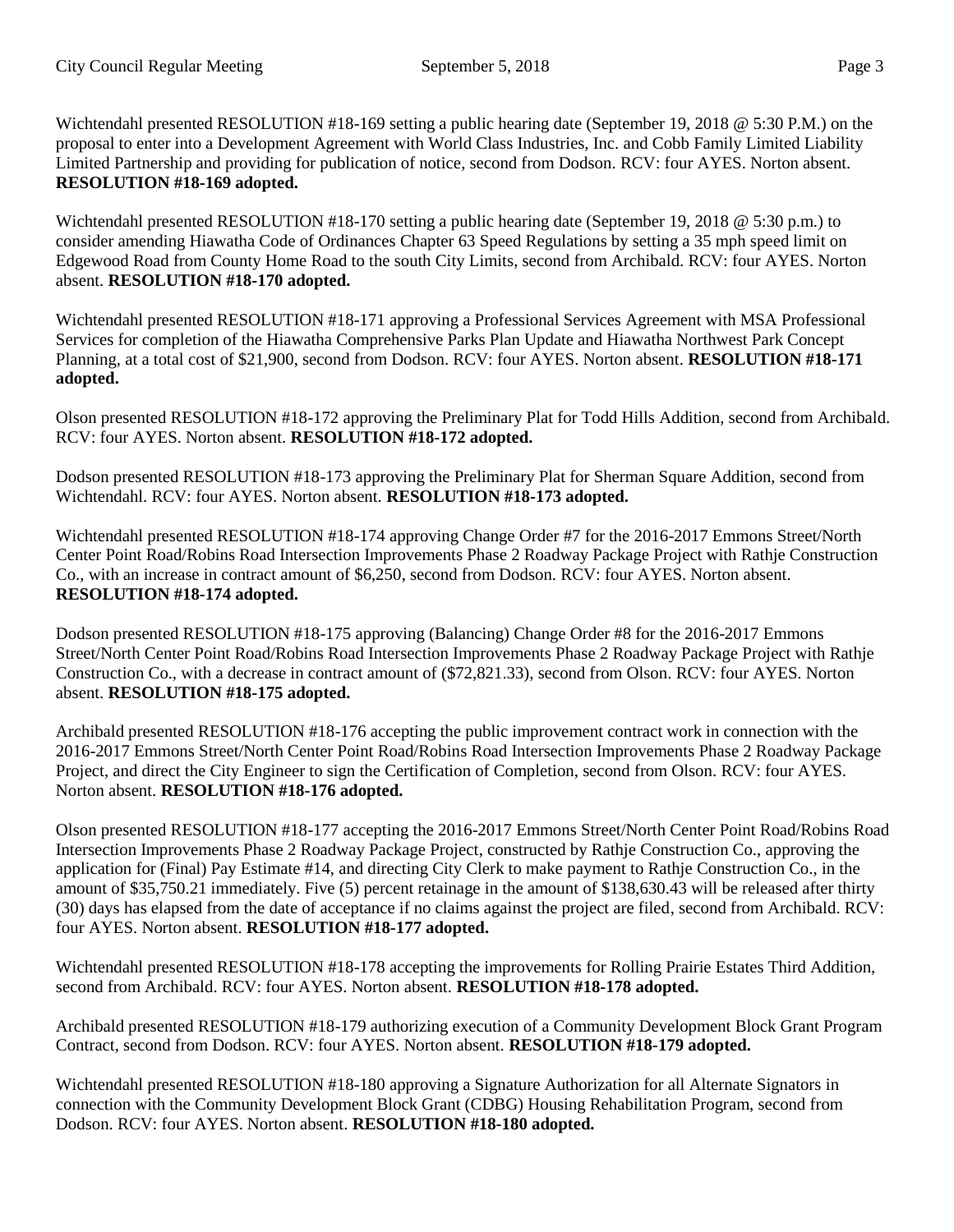Wichtendahl presented RESOLUTION #18-169 setting a public hearing date (September 19, 2018 @ 5:30 P.M.) on the proposal to enter into a Development Agreement with World Class Industries, Inc. and Cobb Family Limited Liability Limited Partnership and providing for publication of notice, second from Dodson. RCV: four AYES. Norton absent. **RESOLUTION #18-169 adopted.**

Wichtendahl presented RESOLUTION #18-170 setting a public hearing date (September 19, 2018 @ 5:30 p.m.) to consider amending Hiawatha Code of Ordinances Chapter 63 Speed Regulations by setting a 35 mph speed limit on Edgewood Road from County Home Road to the south City Limits, second from Archibald. RCV: four AYES. Norton absent. **RESOLUTION #18-170 adopted.**

Wichtendahl presented RESOLUTION #18-171 approving a Professional Services Agreement with MSA Professional Services for completion of the Hiawatha Comprehensive Parks Plan Update and Hiawatha Northwest Park Concept Planning, at a total cost of $21,900, second from Dodson. RCV: four AYES. Norton absent. **RESOLUTION #18-171 adopted.**

Olson presented RESOLUTION #18-172 approving the Preliminary Plat for Todd Hills Addition, second from Archibald. RCV: four AYES. Norton absent. **RESOLUTION #18-172 adopted.**

Dodson presented RESOLUTION #18-173 approving the Preliminary Plat for Sherman Square Addition, second from Wichtendahl. RCV: four AYES. Norton absent. **RESOLUTION #18-173 adopted.**

Wichtendahl presented RESOLUTION #18-174 approving Change Order #7 for the 2016-2017 Emmons Street/North Center Point Road/Robins Road Intersection Improvements Phase 2 Roadway Package Project with Rathje Construction Co., with an increase in contract amount of $6,250, second from Dodson. RCV: four AYES. Norton absent. **RESOLUTION #18-174 adopted.**

Dodson presented RESOLUTION #18-175 approving (Balancing) Change Order #8 for the 2016-2017 Emmons Street/North Center Point Road/Robins Road Intersection Improvements Phase 2 Roadway Package Project with Rathje Construction Co., with a decrease in contract amount of ($72,821.33), second from Olson. RCV: four AYES. Norton absent. **RESOLUTION #18-175 adopted.**

Archibald presented RESOLUTION #18-176 accepting the public improvement contract work in connection with the 2016-2017 Emmons Street/North Center Point Road/Robins Road Intersection Improvements Phase 2 Roadway Package Project, and direct the City Engineer to sign the Certification of Completion, second from Olson. RCV: four AYES. Norton absent. **RESOLUTION #18-176 adopted.**

Olson presented RESOLUTION #18-177 accepting the 2016-2017 Emmons Street/North Center Point Road/Robins Road Intersection Improvements Phase 2 Roadway Package Project, constructed by Rathje Construction Co., approving the application for (Final) Pay Estimate #14, and directing City Clerk to make payment to Rathje Construction Co., in the amount of $35,750.21 immediately. Five (5) percent retainage in the amount of $138,630.43 will be released after thirty (30) days has elapsed from the date of acceptance if no claims against the project are filed, second from Archibald. RCV: four AYES. Norton absent. **RESOLUTION #18-177 adopted.**

Wichtendahl presented RESOLUTION #18-178 accepting the improvements for Rolling Prairie Estates Third Addition, second from Archibald. RCV: four AYES. Norton absent. **RESOLUTION #18-178 adopted.**

Archibald presented RESOLUTION #18-179 authorizing execution of a Community Development Block Grant Program Contract, second from Dodson. RCV: four AYES. Norton absent. **RESOLUTION #18-179 adopted.**

Wichtendahl presented RESOLUTION #18-180 approving a Signature Authorization for all Alternate Signators in connection with the Community Development Block Grant (CDBG) Housing Rehabilitation Program, second from Dodson. RCV: four AYES. Norton absent. **RESOLUTION #18-180 adopted.**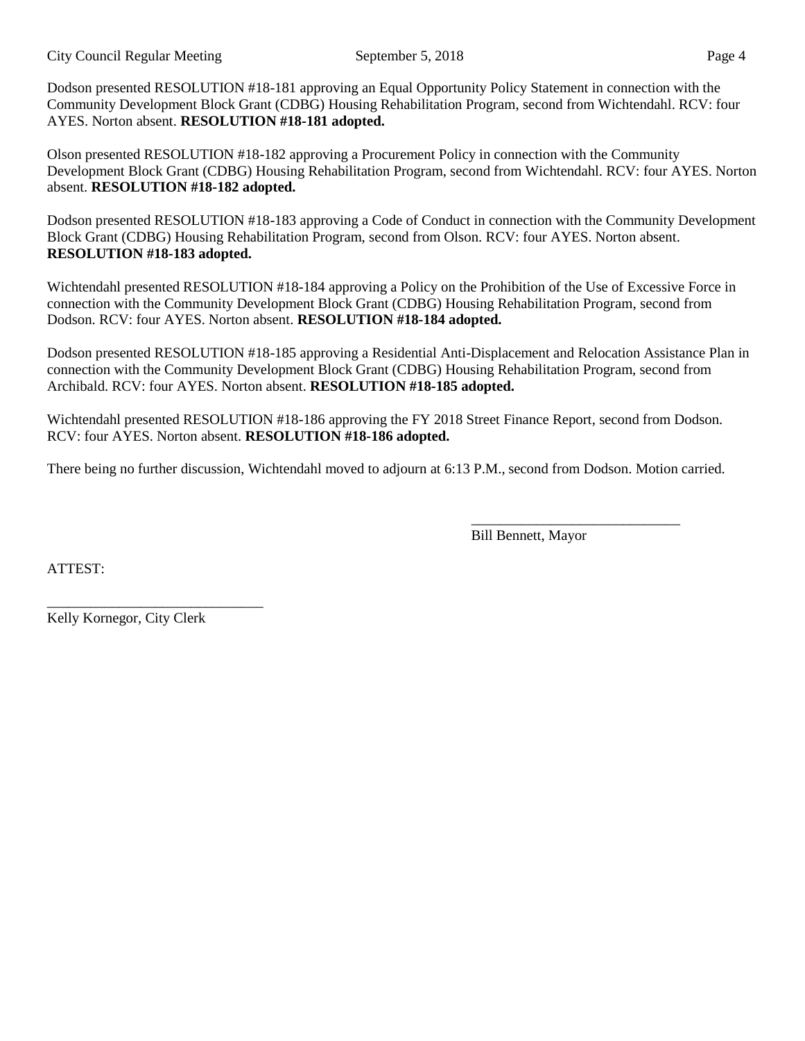Dodson presented RESOLUTION #18-181 approving an Equal Opportunity Policy Statement in connection with the Community Development Block Grant (CDBG) Housing Rehabilitation Program, second from Wichtendahl. RCV: four AYES. Norton absent. **RESOLUTION #18-181 adopted.**

Olson presented RESOLUTION #18-182 approving a Procurement Policy in connection with the Community Development Block Grant (CDBG) Housing Rehabilitation Program, second from Wichtendahl. RCV: four AYES. Norton absent. **RESOLUTION #18-182 adopted.**

Dodson presented RESOLUTION #18-183 approving a Code of Conduct in connection with the Community Development Block Grant (CDBG) Housing Rehabilitation Program, second from Olson. RCV: four AYES. Norton absent. **RESOLUTION #18-183 adopted.**

Wichtendahl presented RESOLUTION #18-184 approving a Policy on the Prohibition of the Use of Excessive Force in connection with the Community Development Block Grant (CDBG) Housing Rehabilitation Program, second from Dodson. RCV: four AYES. Norton absent. **RESOLUTION #18-184 adopted.**

Dodson presented RESOLUTION #18-185 approving a Residential Anti-Displacement and Relocation Assistance Plan in connection with the Community Development Block Grant (CDBG) Housing Rehabilitation Program, second from Archibald. RCV: four AYES. Norton absent. **RESOLUTION #18-185 adopted.**

Wichtendahl presented RESOLUTION #18-186 approving the FY 2018 Street Finance Report, second from Dodson. RCV: four AYES. Norton absent. **RESOLUTION #18-186 adopted.**

There being no further discussion, Wichtendahl moved to adjourn at 6:13 P.M., second from Dodson. Motion carried.

\_\_\_\_\_\_\_\_\_\_\_\_\_\_\_\_\_\_\_\_\_\_\_\_\_\_\_\_\_\_
Bill Bennett, Mayor

ATTEST:

\_\_\_\_\_\_\_\_\_\_\_\_\_\_\_\_\_\_\_\_\_\_\_\_\_\_\_\_\_\_
Kelly Kornegor, City Clerk